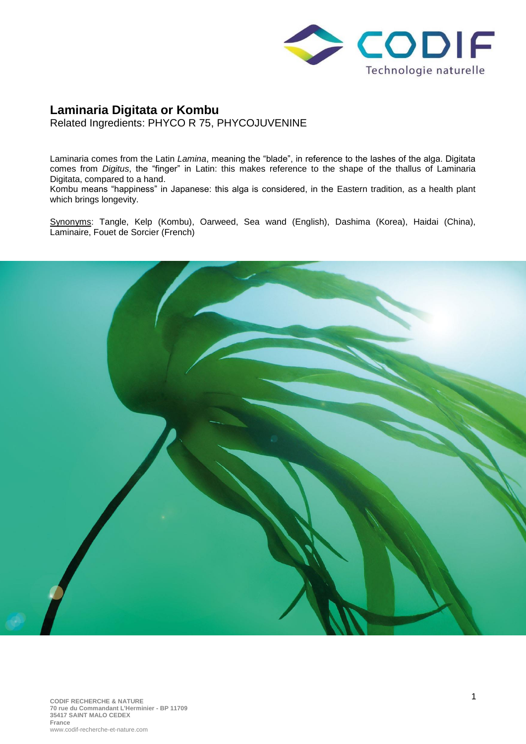# Laminaria Digitata or Kombu

Related Ingredients: PHYCO R 75, PHYCOJUVENINE

Laminaria comes from the Latin *Lamina*, meaning the "blade", in reference to the lashes of the alga. Digitata comes from *Digitus*, the "finger" in Latin: this makes reference to the shape of the thallus of Laminaria Digitata, compared to a hand.

Kombu means "happiness" in Japanese: this alga is considered, in the Eastern tradition, as a health plant which brings longevity.

Synonyms: Tangle, Kelp (Kombu), Oarweed, Sea wand (English), Dashima (Korea), Haidai (China), Laminaire, Fouet de Sorcier (French)

**CODIF RECHERCHE & NATURE**
**70 rue du Commandant L'Herminier - BP 11709**
**35417 SAINT MALO CEDEX**
**France**
www.codif-recherche-et-nature.com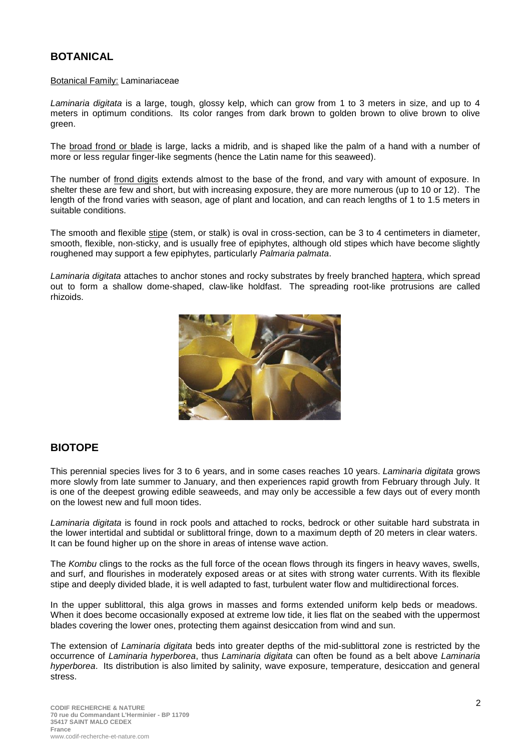## BOTANICAL

Botanical Family: Laminariaceae

*Laminaria digitata* is a large, tough, glossy kelp, which can grow from 1 to 3 meters in size, and up to 4 meters in optimum conditions. Its color ranges from dark brown to golden brown to olive brown to olive green.

The broad frond or blade is large, lacks a midrib, and is shaped like the palm of a hand with a number of more or less regular finger-like segments (hence the Latin name for this seaweed).

The number of frond digits extends almost to the base of the frond, and vary with amount of exposure. In shelter these are few and short, but with increasing exposure, they are more numerous (up to 10 or 12). The length of the frond varies with season, age of plant and location, and can reach lengths of 1 to 1.5 meters in suitable conditions.

The smooth and flexible stipe (stem, or stalk) is oval in cross-section, can be 3 to 4 centimeters in diameter, smooth, flexible, non-sticky, and is usually free of epiphytes, although old stipes which have become slightly roughened may support a few epiphytes, particularly *Palmaria palmata*.

*Laminaria digitata* attaches to anchor stones and rocky substrates by freely branched haptera, which spread out to form a shallow dome-shaped, claw-like holdfast. The spreading root-like protrusions are called rhizoids.

## BIOTOPE

This perennial species lives for 3 to 6 years, and in some cases reaches 10 years. *Laminaria digitata* grows more slowly from late summer to January, and then experiences rapid growth from February through July. It is one of the deepest growing edible seaweeds, and may only be accessible a few days out of every month on the lowest new and full moon tides.

*Laminaria digitata* is found in rock pools and attached to rocks, bedrock or other suitable hard substrata in the lower intertidal and subtidal or sublittoral fringe, down to a maximum depth of 20 meters in clear waters. It can be found higher up on the shore in areas of intense wave action.

The *Kombu* clings to the rocks as the full force of the ocean flows through its fingers in heavy waves, swells, and surf, and flourishes in moderately exposed areas or at sites with strong water currents. With its flexible stipe and deeply divided blade, it is well adapted to fast, turbulent water flow and multidirectional forces.

In the upper sublittoral, this alga grows in masses and forms extended uniform kelp beds or meadows. When it does become occasionally exposed at extreme low tide, it lies flat on the seabed with the uppermost blades covering the lower ones, protecting them against desiccation from wind and sun.

The extension of *Laminaria digitata* beds into greater depths of the mid-sublittoral zone is restricted by the occurrence of *Laminaria hyperborea*, thus *Laminaria digitata* can often be found as a belt above *Laminaria hyperborea*. Its distribution is also limited by salinity, wave exposure, temperature, desiccation and general stress.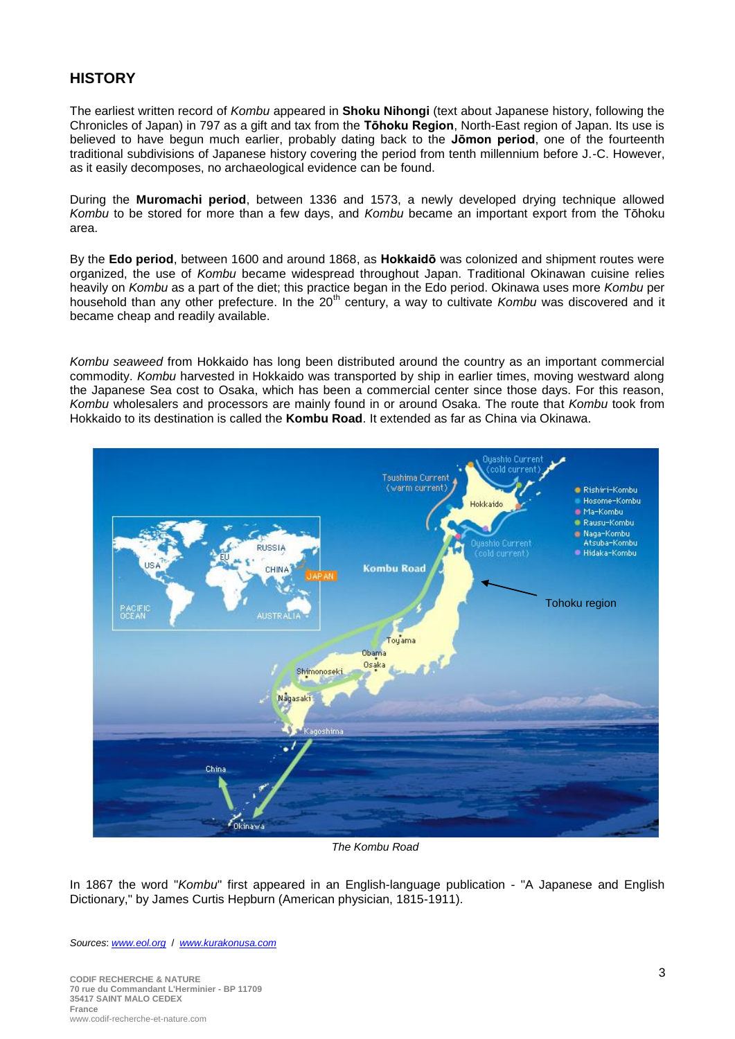## HISTORY

The earliest written record of *Kombu* appeared in **Shoku Nihongi** (text about Japanese history, following the Chronicles of Japan) in 797 as a gift and tax from the **Tōhoku Region**, North-East region of Japan. Its use is believed to have begun much earlier, probably dating back to the **Jōmon period**, one of the fourteenth traditional subdivisions of Japanese history covering the period from tenth millennium before J.-C. However, as it easily decomposes, no archaeological evidence can be found.

During the **Muromachi period**, between 1336 and 1573, a newly developed drying technique allowed *Kombu* to be stored for more than a few days, and *Kombu* became an important export from the Tōhoku area.

By the **Edo period**, between 1600 and around 1868, as **Hokkaidō** was colonized and shipment routes were organized, the use of *Kombu* became widespread throughout Japan. Traditional Okinawan cuisine relies heavily on *Kombu* as a part of the diet; this practice began in the Edo period. Okinawa uses more *Kombu* per household than any other prefecture. In the 20th century, a way to cultivate *Kombu* was discovered and it became cheap and readily available.

*Kombu seaweed* from Hokkaido has long been distributed around the country as an important commercial commodity. *Kombu* harvested in Hokkaido was transported by ship in earlier times, moving westward along the Japanese Sea cost to Osaka, which has been a commercial center since those days. For this reason, *Kombu* wholesalers and processors are mainly found in or around Osaka. The route that *Kombu* took from Hokkaido to its destination is called the **Kombu Road**. It extended as far as China via Okinawa.

*The Kombu Road*

In 1867 the word "*Kombu*" first appeared in an English-language publication - "A Japanese and English Dictionary," by James Curtis Hepburn (American physician, 1815-1911).

*Sources*: www.eol.org / www.kurakonusa.com

**CODIF RECHERCHE & NATURE**
**70 rue du Commandant L'Herminier - BP 11709**
**35417 SAINT MALO CEDEX**
**France**
www.codif-recherche-et-nature.com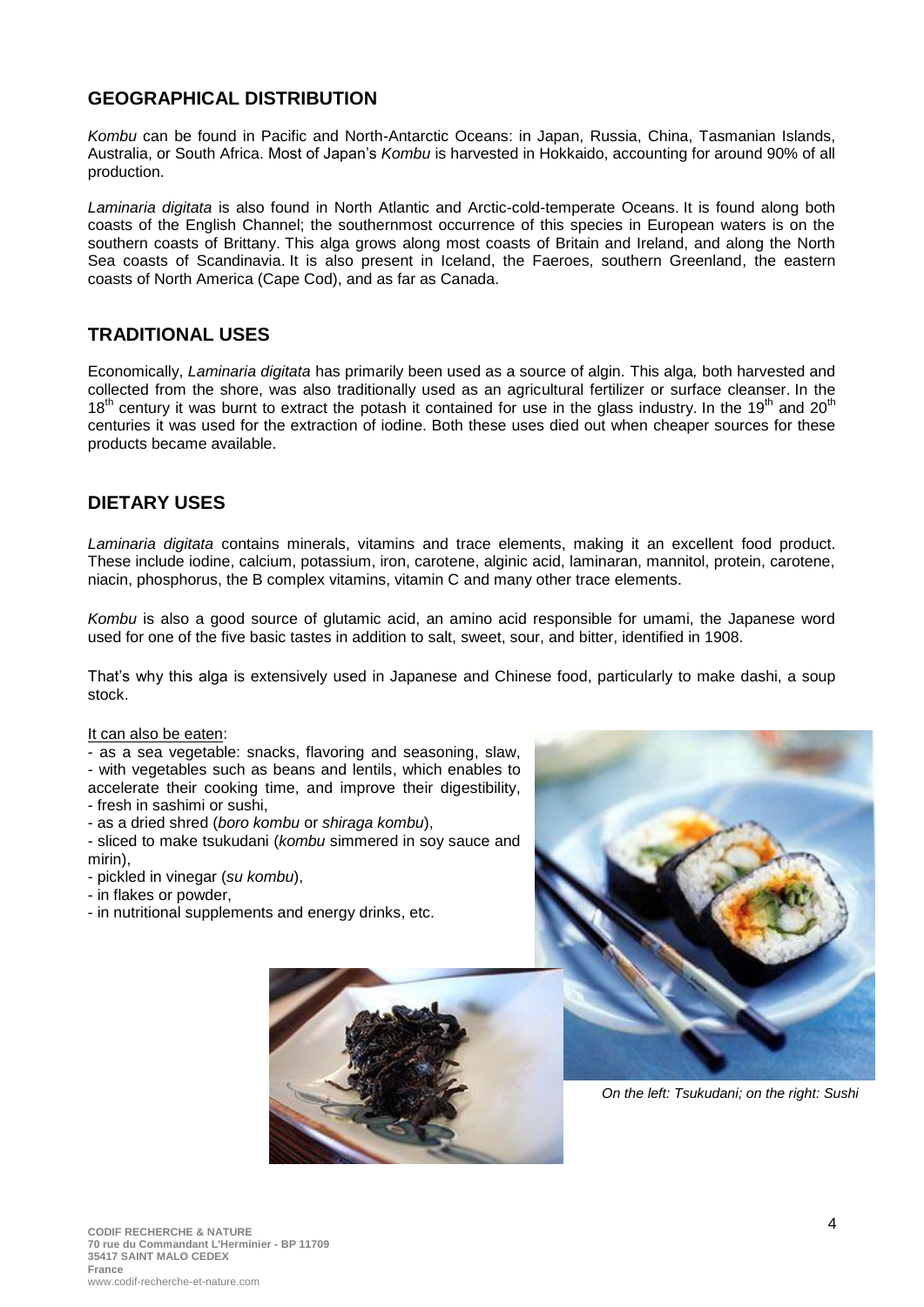## GEOGRAPHICAL DISTRIBUTION

*Kombu* can be found in Pacific and North-Antarctic Oceans: in Japan, Russia, China, Tasmanian Islands, Australia, or South Africa. Most of Japan's *Kombu* is harvested in Hokkaido, accounting for around 90% of all production.

*Laminaria digitata* is also found in North Atlantic and Arctic-cold-temperate Oceans. It is found along both coasts of the English Channel; the southernmost occurrence of this species in European waters is on the southern coasts of Brittany. This alga grows along most coasts of Britain and Ireland, and along the North Sea coasts of Scandinavia. It is also present in Iceland, the Faeroes, southern Greenland, the eastern coasts of North America (Cape Cod), and as far as Canada.

## TRADITIONAL USES

Economically, *Laminaria digitata* has primarily been used as a source of algin. This alga, both harvested and collected from the shore, was also traditionally used as an agricultural fertilizer or surface cleanser. In the 18th century it was burnt to extract the potash it contained for use in the glass industry. In the 19th and 20th centuries it was used for the extraction of iodine. Both these uses died out when cheaper sources for these products became available.

## DIETARY USES

*Laminaria digitata* contains minerals, vitamins and trace elements, making it an excellent food product. These include iodine, calcium, potassium, iron, carotene, alginic acid, laminaran, mannitol, protein, carotene, niacin, phosphorus, the B complex vitamins, vitamin C and many other trace elements.

*Kombu* is also a good source of glutamic acid, an amino acid responsible for umami, the Japanese word used for one of the five basic tastes in addition to salt, sweet, sour, and bitter, identified in 1908.

That's why this alga is extensively used in Japanese and Chinese food, particularly to make dashi, a soup stock.

<u>It can also be eaten</u>:

- as a sea vegetable: snacks, flavoring and seasoning, slaw,
- with vegetables such as beans and lentils, which enables to accelerate their cooking time, and improve their digestibility,
- fresh in sashimi or sushi,
- as a dried shred (*boro kombu* or *shiraga kombu*),
- sliced to make tsukudani (*kombu* simmered in soy sauce and mirin),
- pickled in vinegar (*su kombu*),
- in flakes or powder,
- in nutritional supplements and energy drinks, etc.

*On the left: Tsukudani; on the right: Sushi*

**CODIF RECHERCHE & NATURE**
**70 rue du Commandant L'Herminier - BP 11709**
**35417 SAINT MALO CEDEX**
**France**
www.codif-recherche-et-nature.com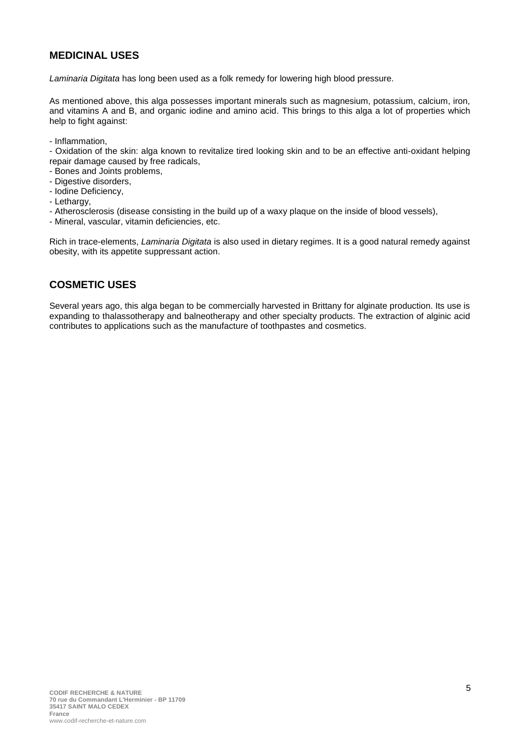## MEDICINAL USES

*Laminaria Digitata* has long been used as a folk remedy for lowering high blood pressure.

As mentioned above, this alga possesses important minerals such as magnesium, potassium, calcium, iron, and vitamins A and B, and organic iodine and amino acid. This brings to this alga a lot of properties which help to fight against:

- Inflammation,
- Oxidation of the skin: alga known to revitalize tired looking skin and to be an effective anti-oxidant helping repair damage caused by free radicals,
- Bones and Joints problems,
- Digestive disorders,
- Iodine Deficiency,
- Lethargy,
- Atherosclerosis (disease consisting in the build up of a waxy plaque on the inside of blood vessels),
- Mineral, vascular, vitamin deficiencies, etc.

Rich in trace-elements, *Laminaria Digitata* is also used in dietary regimes. It is a good natural remedy against obesity, with its appetite suppressant action.

## COSMETIC USES

Several years ago, this alga began to be commercially harvested in Brittany for alginate production. Its use is expanding to thalassotherapy and balneotherapy and other specialty products. The extraction of alginic acid contributes to applications such as the manufacture of toothpastes and cosmetics.

**CODIF RECHERCHE & NATURE**
**70 rue du Commandant L'Herminier - BP 11709**
**35417 SAINT MALO CEDEX**
**France**
www.codif-recherche-et-nature.com